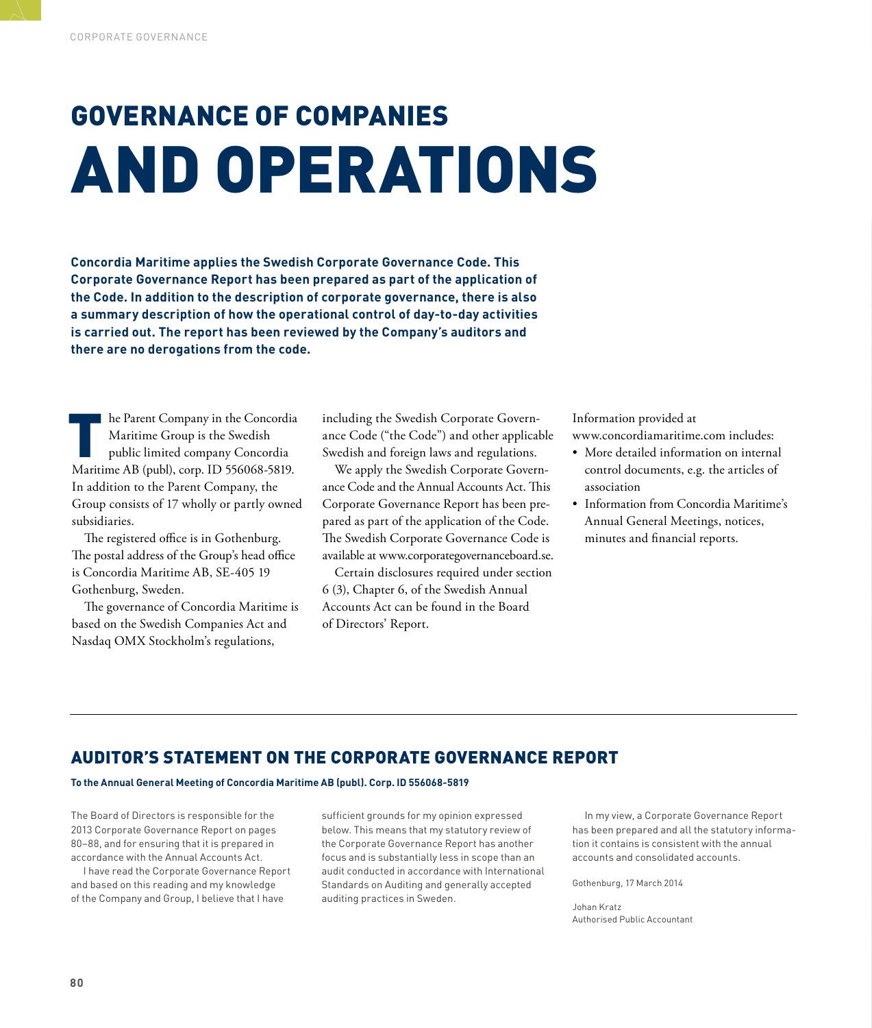# GOVERNANCE OF COMPANIES AND OPERATIONS

**Concordia Maritime applies the Swedish Corporate Governance Code. This Corporate Governance Report has been prepared as part of the application of the Code. In addition to the description of corporate governance, there is also a summary description of how the operational control of day-to-day activities is carried out. The report has been reviewed by the Company's auditors and there are no derogations from the code.**

The Parent Company in the Concordia Maritime Group is the Swedish public limited company Concordia Maritime AB (publ), corp. ID 556068-5819. In addition to the Parent Company, the Group consists of 17 wholly or partly owned subsidiaries.

The registered office is in Gothenburg. The postal address of the Group's head office is Concordia Maritime AB, SE-405 19 Gothenburg, Sweden.

The governance of Concordia Maritime is based on the Swedish Companies Act and Nasdaq OMX Stockholm's regulations, including the Swedish Corporate Governance Code ("the Code") and other applicable Swedish and foreign laws and regulations.

We apply the Swedish Corporate Governance Code and the Annual Accounts Act. This Corporate Governance Report has been prepared as part of the application of the Code. The Swedish Corporate Governance Code is available at www.corporategovernanceboard.se.

Certain disclosures required under section 6 (3), Chapter 6, of the Swedish Annual Accounts Act can be found in the Board of Directors' Report.

Information provided at www.concordiamaritime.com includes:

- More detailed information on internal control documents, e.g. the articles of association
- Information from Concordia Maritime's Annual General Meetings, notices, minutes and financial reports.

## AUDITOR'S STATEMENT ON THE CORPORATE GOVERNANCE REPORT

**To the Annual General Meeting of Concordia Maritime AB (publ). Corp. ID 556068-5819**

The Board of Directors is responsible for the 2013 Corporate Governance Report on pages 80–88, and for ensuring that it is prepared in accordance with the Annual Accounts Act.

I have read the Corporate Governance Report and based on this reading and my knowledge of the Company and Group, I believe that I have sufficient grounds for my opinion expressed below. This means that my statutory review of the Corporate Governance Report has another focus and is substantially less in scope than an audit conducted in accordance with International Standards on Auditing and generally accepted auditing practices in Sweden.

In my view, a Corporate Governance Report has been prepared and all the statutory information it contains is consistent with the annual accounts and consolidated accounts.

Gothenburg, 17 March 2014

Johan Kratz
Authorised Public Accountant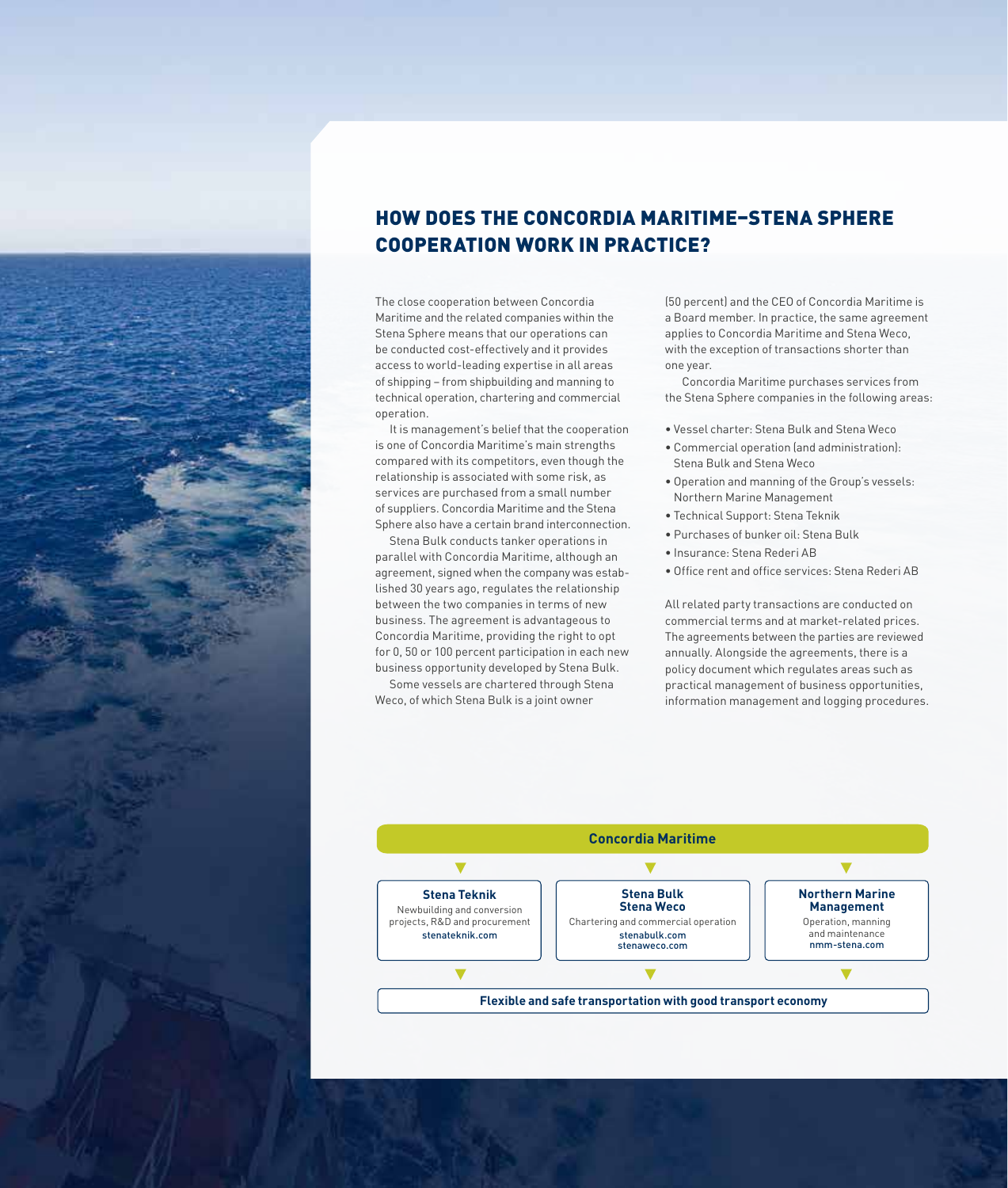## HOW DOES THE CONCORDIA MARITIME–STENA SPHERE COOPERATION WORK IN PRACTICE?

The close cooperation between Concordia Maritime and the related companies within the Stena Sphere means that our operations can be conducted cost-effectively and it provides access to world-leading expertise in all areas of shipping – from shipbuilding and manning to technical operation, chartering and commercial operation.

It is management's belief that the cooperation is one of Concordia Maritime's main strengths compared with its competitors, even though the relationship is associated with some risk, as services are purchased from a small number of suppliers. Concordia Maritime and the Stena Sphere also have a certain brand interconnection.

Stena Bulk conducts tanker operations in parallel with Concordia Maritime, although an agreement, signed when the company was established 30 years ago, regulates the relationship between the two companies in terms of new business. The agreement is advantageous to Concordia Maritime, providing the right to opt for 0, 50 or 100 percent participation in each new business opportunity developed by Stena Bulk.

Some vessels are chartered through Stena Weco, of which Stena Bulk is a joint owner (50 percent) and the CEO of Concordia Maritime is a Board member. In practice, the same agreement applies to Concordia Maritime and Stena Weco, with the exception of transactions shorter than one year.

Concordia Maritime purchases services from the Stena Sphere companies in the following areas:

- Vessel charter: Stena Bulk and Stena Weco
- Commercial operation (and administration): Stena Bulk and Stena Weco
- Operation and manning of the Group's vessels: Northern Marine Management
- Technical Support: Stena Teknik
- Purchases of bunker oil: Stena Bulk
- Insurance: Stena Rederi AB
- Office rent and office services: Stena Rederi AB

All related party transactions are conducted on commercial terms and at market-related prices. The agreements between the parties are reviewed annually. Alongside the agreements, there is a policy document which regulates areas such as practical management of business opportunities, information management and logging procedures.

**Concordia Maritime**

| Stena Teknik | Stena Bulk / Stena Weco | Northern Marine Management |
|---|---|---|
| Newbuilding and conversion projects, R&D and procurement | Chartering and commercial operation | Operation, manning and maintenance |
| stenateknik.com | stenabulk.com, stenaweco.com | nmm-stena.com |

**Flexible and safe transportation with good transport economy**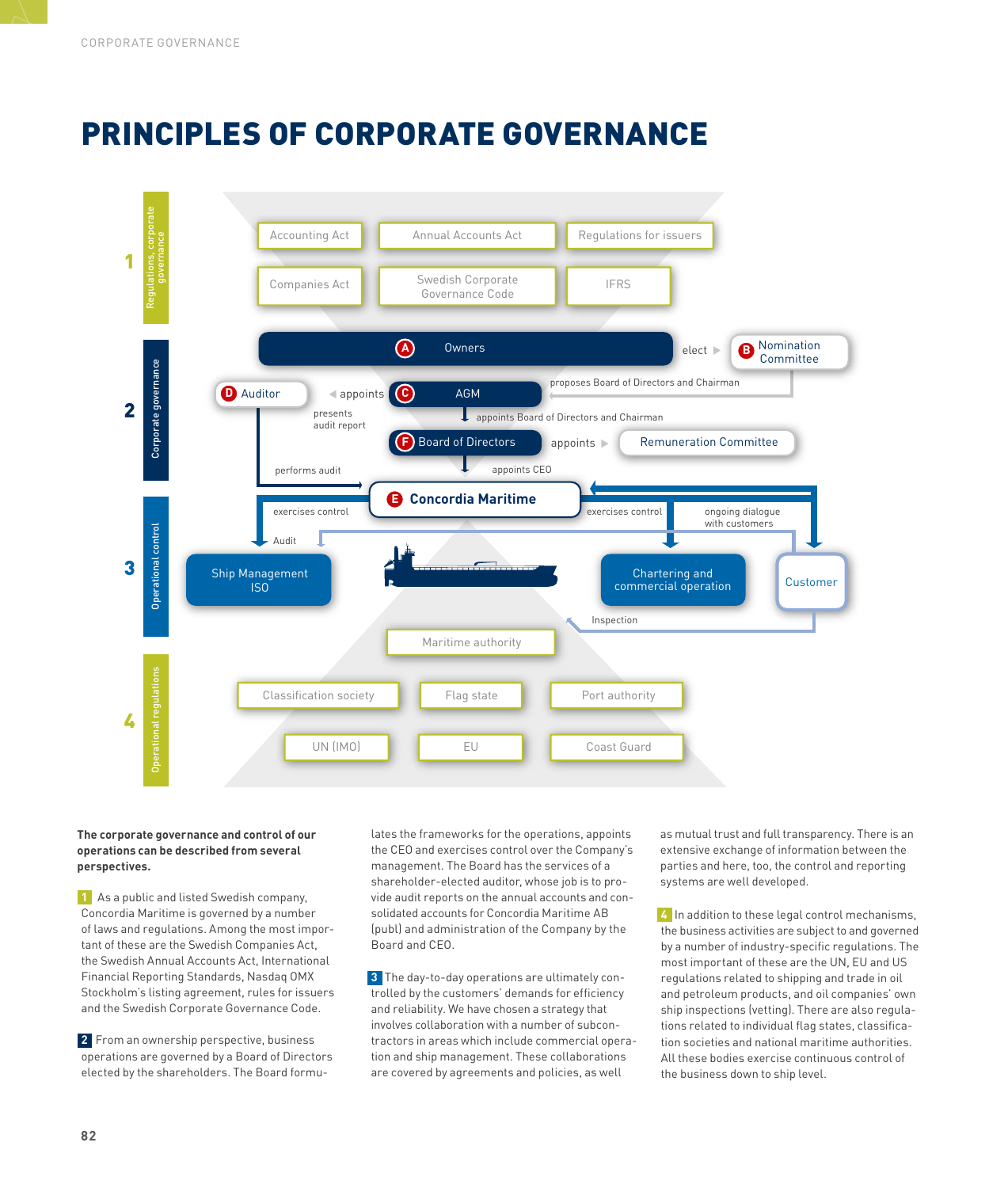# PRINCIPLES OF CORPORATE GOVERNANCE

**1 Regulations, corporate governance**

- Accounting Act
- Annual Accounts Act
- Regulations for issuers
- Companies Act
- Swedish Corporate Governance Code
- IFRS

**2 Corporate governance**

- A Owners — elect → B Nomination Committee
- B Nomination Committee — proposes Board of Directors and Chairman → C AGM
- C AGM — appoints → D Auditor
- D Auditor — presents audit report
- C AGM — appoints Board of Directors and Chairman → F Board of Directors
- F Board of Directors — appoints → Remuneration Committee
- F Board of Directors — appoints CEO → E Concordia Maritime
- D Auditor — performs audit → E Concordia Maritime

**3 Operational control**

- E Concordia Maritime — exercises control → Ship Management ISO
- E Concordia Maritime — exercises control → Chartering and commercial operation
- Customer — ongoing dialogue with customers
- Audit
- Inspection

**4 Operational regulations**

- Maritime authority
- Classification society
- Flag state
- Port authority
- UN (IMO)
- EU
- Coast Guard

**The corporate governance and control of our operations can be described from several perspectives.**

**1** As a public and listed Swedish company, Concordia Maritime is governed by a number of laws and regulations. Among the most important of these are the Swedish Companies Act, the Swedish Annual Accounts Act, International Financial Reporting Standards, Nasdaq OMX Stockholm's listing agreement, rules for issuers and the Swedish Corporate Governance Code.

**2** From an ownership perspective, business operations are governed by a Board of Directors elected by the shareholders. The Board formulates the frameworks for the operations, appoints the CEO and exercises control over the Company's management. The Board has the services of a shareholder-elected auditor, whose job is to provide audit reports on the annual accounts and consolidated accounts for Concordia Maritime AB (publ) and administration of the Company by the Board and CEO.

**3** The day-to-day operations are ultimately controlled by the customers' demands for efficiency and reliability. We have chosen a strategy that involves collaboration with a number of subcontractors in areas which include commercial operation and ship management. These collaborations are covered by agreements and policies, as well as mutual trust and full transparency. There is an extensive exchange of information between the parties and here, too, the control and reporting systems are well developed.

**4** In addition to these legal control mechanisms, the business activities are subject to and governed by a number of industry-specific regulations. The most important of these are the UN, EU and US regulations related to shipping and trade in oil and petroleum products, and oil companies' own ship inspections (vetting). There are also regulations related to individual flag states, classification societies and national maritime authorities. All these bodies exercise continuous control of the business down to ship level.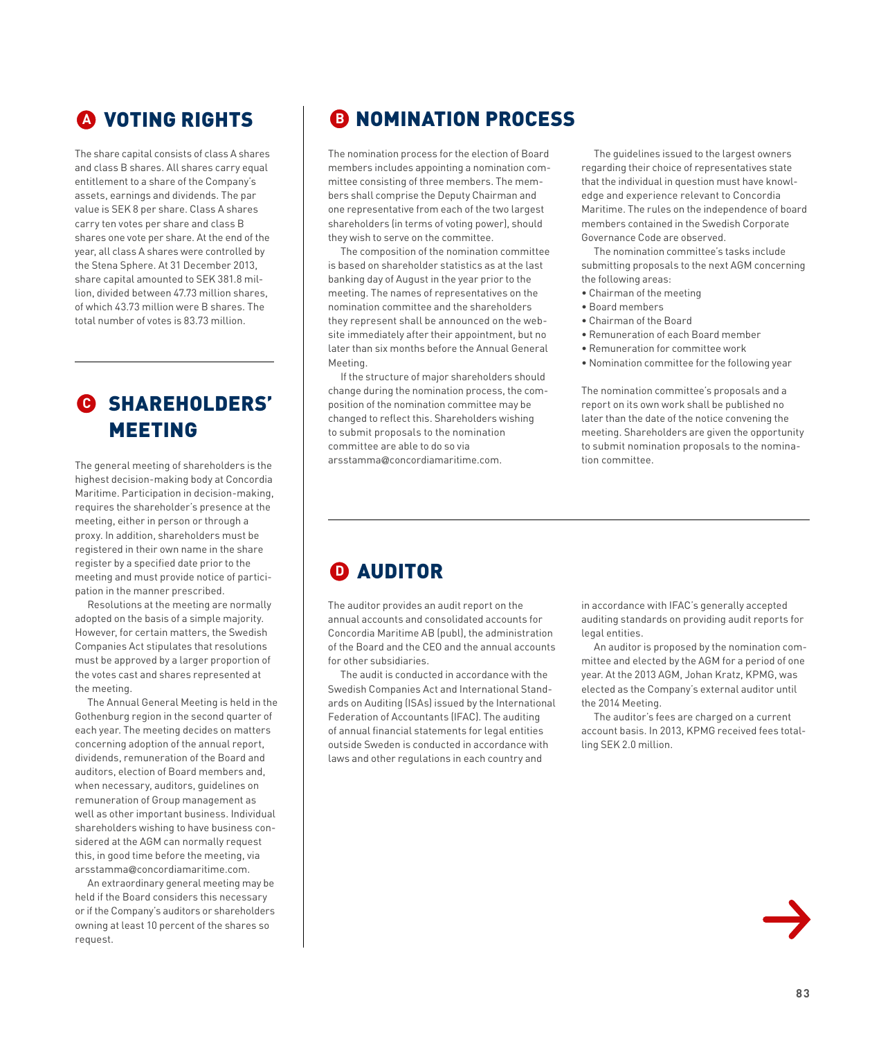## A VOTING RIGHTS

The share capital consists of class A shares and class B shares. All shares carry equal entitlement to a share of the Company's assets, earnings and dividends. The par value is SEK 8 per share. Class A shares carry ten votes per share and class B shares one vote per share. At the end of the year, all class A shares were controlled by the Stena Sphere. At 31 December 2013, share capital amounted to SEK 381.8 million, divided between 47.73 million shares, of which 43.73 million were B shares. The total number of votes is 83.73 million.

## C SHAREHOLDERS' MEETING

The general meeting of shareholders is the highest decision-making body at Concordia Maritime. Participation in decision-making, requires the shareholder's presence at the meeting, either in person or through a proxy. In addition, shareholders must be registered in their own name in the share register by a specified date prior to the meeting and must provide notice of participation in the manner prescribed.

Resolutions at the meeting are normally adopted on the basis of a simple majority. However, for certain matters, the Swedish Companies Act stipulates that resolutions must be approved by a larger proportion of the votes cast and shares represented at the meeting.

The Annual General Meeting is held in the Gothenburg region in the second quarter of each year. The meeting decides on matters concerning adoption of the annual report, dividends, remuneration of the Board and auditors, election of Board members and, when necessary, auditors, guidelines on remuneration of Group management as well as other important business. Individual shareholders wishing to have business considered at the AGM can normally request this, in good time before the meeting, via arsstamma@concordiamaritime.com.

An extraordinary general meeting may be held if the Board considers this necessary or if the Company's auditors or shareholders owning at least 10 percent of the shares so request.

## B NOMINATION PROCESS

The nomination process for the election of Board members includes appointing a nomination committee consisting of three members. The members shall comprise the Deputy Chairman and one representative from each of the two largest shareholders (in terms of voting power), should they wish to serve on the committee.

The composition of the nomination committee is based on shareholder statistics as at the last banking day of August in the year prior to the meeting. The names of representatives on the nomination committee and the shareholders they represent shall be announced on the website immediately after their appointment, but no later than six months before the Annual General Meeting.

If the structure of major shareholders should change during the nomination process, the composition of the nomination committee may be changed to reflect this. Shareholders wishing to submit proposals to the nomination committee are able to do so via arsstamma@concordiamaritime.com.

The guidelines issued to the largest owners regarding their choice of representatives state that the individual in question must have knowledge and experience relevant to Concordia Maritime. The rules on the independence of board members contained in the Swedish Corporate Governance Code are observed.

The nomination committee's tasks include submitting proposals to the next AGM concerning the following areas:

- Chairman of the meeting
- Board members
- Chairman of the Board
- Remuneration of each Board member
- Remuneration for committee work
- Nomination committee for the following year

The nomination committee's proposals and a report on its own work shall be published no later than the date of the notice convening the meeting. Shareholders are given the opportunity to submit nomination proposals to the nomination committee.

## D AUDITOR

The auditor provides an audit report on the annual accounts and consolidated accounts for Concordia Maritime AB (publ), the administration of the Board and the CEO and the annual accounts for other subsidiaries.

The audit is conducted in accordance with the Swedish Companies Act and International Standards on Auditing (ISAs) issued by the International Federation of Accountants (IFAC). The auditing of annual financial statements for legal entities outside Sweden is conducted in accordance with laws and other regulations in each country and in accordance with IFAC's generally accepted auditing standards on providing audit reports for legal entities.

An auditor is proposed by the nomination committee and elected by the AGM for a period of one year. At the 2013 AGM, Johan Kratz, KPMG, was elected as the Company's external auditor until the 2014 Meeting.

The auditor's fees are charged on a current account basis. In 2013, KPMG received fees totalling SEK 2.0 million.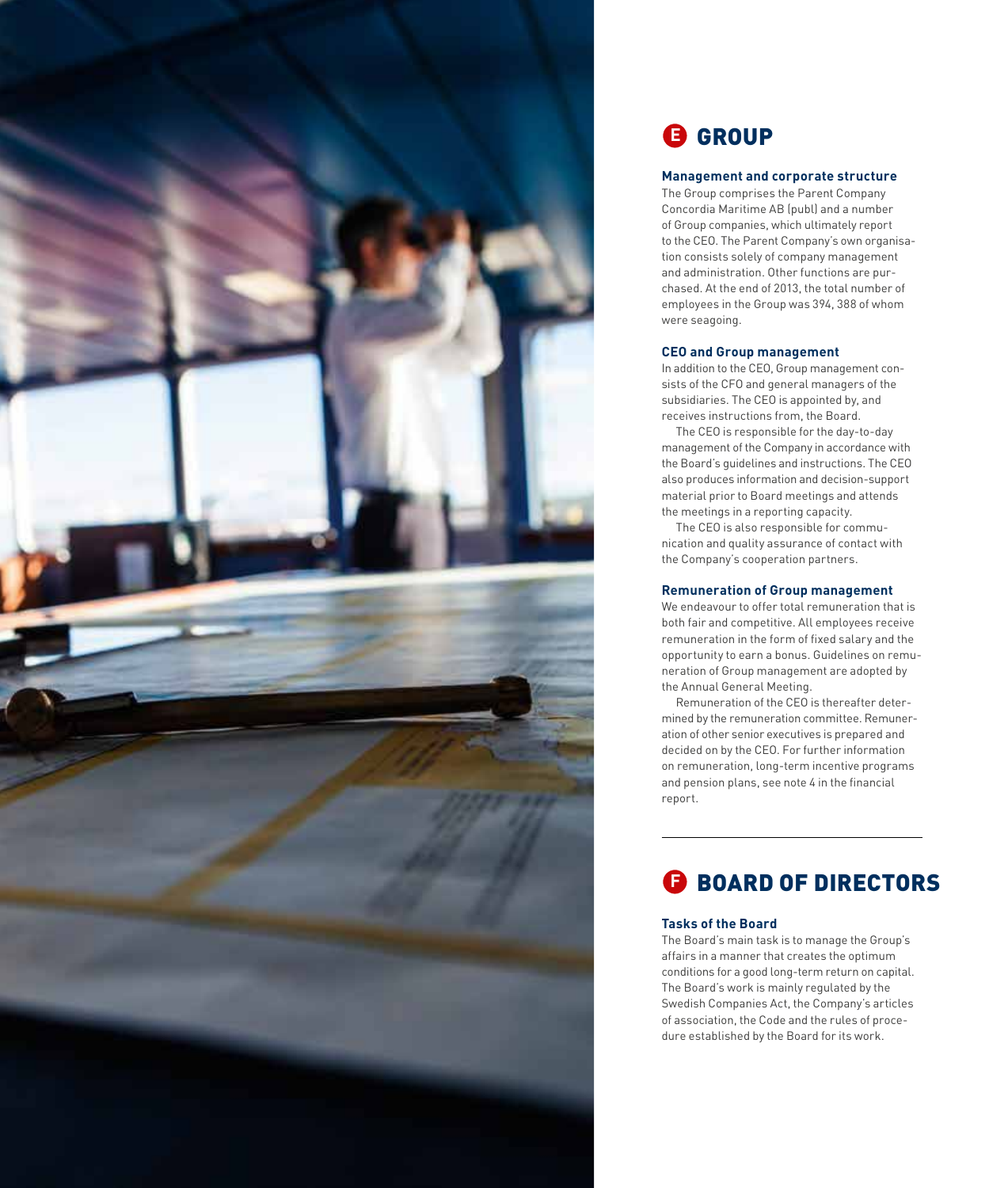## E GROUP

### Management and corporate structure

The Group comprises the Parent Company Concordia Maritime AB (publ) and a number of Group companies, which ultimately report to the CEO. The Parent Company's own organisation consists solely of company management and administration. Other functions are purchased. At the end of 2013, the total number of employees in the Group was 394, 388 of whom were seagoing.

### CEO and Group management

In addition to the CEO, Group management consists of the CFO and general managers of the subsidiaries. The CEO is appointed by, and receives instructions from, the Board.

The CEO is responsible for the day-to-day management of the Company in accordance with the Board's guidelines and instructions. The CEO also produces information and decision-support material prior to Board meetings and attends the meetings in a reporting capacity.

The CEO is also responsible for communication and quality assurance of contact with the Company's cooperation partners.

### Remuneration of Group management

We endeavour to offer total remuneration that is both fair and competitive. All employees receive remuneration in the form of fixed salary and the opportunity to earn a bonus. Guidelines on remuneration of Group management are adopted by the Annual General Meeting.

Remuneration of the CEO is thereafter determined by the remuneration committee. Remuneration of other senior executives is prepared and decided on by the CEO. For further information on remuneration, long-term incentive programs and pension plans, see note 4 in the financial report.

## F BOARD OF DIRECTORS

### Tasks of the Board

The Board's main task is to manage the Group's affairs in a manner that creates the optimum conditions for a good long-term return on capital. The Board's work is mainly regulated by the Swedish Companies Act, the Company's articles of association, the Code and the rules of procedure established by the Board for its work.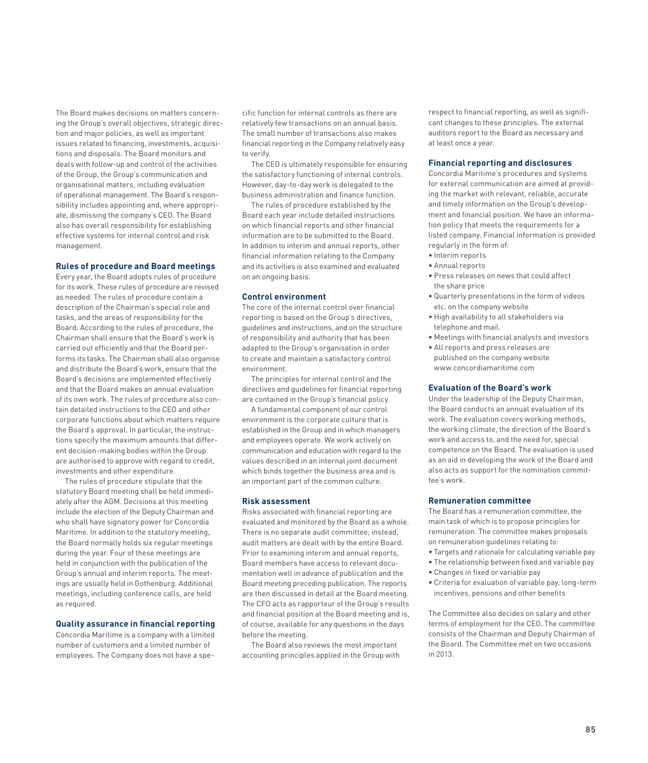The Board makes decisions on matters concerning the Group's overall objectives, strategic direction and major policies, as well as important issues related to financing, investments, acquisitions and disposals. The Board monitors and deals with follow-up and control of the activities of the Group, the Group's communication and organisational matters, including evaluation of operational management. The Board's responsibility includes appointing and, where appropriate, dismissing the company's CEO. The Board also has overall responsibility for establishing effective systems for internal control and risk management.

### Rules of procedure and Board meetings

Every year, the Board adopts rules of procedure for its work. These rules of procedure are revised as needed. The rules of procedure contain a description of the Chairman's special role and tasks, and the areas of responsibility for the Board. According to the rules of procedure, the Chairman shall ensure that the Board's work is carried out efficiently and that the Board performs its tasks. The Chairman shall also organise and distribute the Board's work, ensure that the Board's decisions are implemented effectively and that the Board makes an annual evaluation of its own work. The rules of procedure also contain detailed instructions to the CEO and other corporate functions about which matters require the Board's approval. In particular, the instructions specify the maximum amounts that different decision-making bodies within the Group are authorised to approve with regard to credit, investments and other expenditure.

The rules of procedure stipulate that the statutory Board meeting shall be held immediately after the AGM. Decisions at this meeting include the election of the Deputy Chairman and who shall have signatory power for Concordia Maritime. In addition to the statutory meeting, the Board normally holds six regular meetings during the year. Four of these meetings are held in conjunction with the publication of the Group's annual and interim reports. The meetings are usually held in Gothenburg. Additional meetings, including conference calls, are held as required.

### Quality assurance in financial reporting

Concordia Maritime is a company with a limited number of customers and a limited number of employees. The Company does not have a specific function for internal controls as there are relatively few transactions on an annual basis. The small number of transactions also makes financial reporting in the Company relatively easy to verify.

The CEO is ultimately responsible for ensuring the satisfactory functioning of internal controls. However, day-to-day work is delegated to the business administration and finance function.

The rules of procedure established by the Board each year include detailed instructions on which financial reports and other financial information are to be submitted to the Board. In addition to interim and annual reports, other financial information relating to the Company and its activities is also examined and evaluated on an ongoing basis.

### Control environment

The core of the internal control over financial reporting is based on the Group's directives, guidelines and instructions, and on the structure of responsibility and authority that has been adapted to the Group's organisation in order to create and maintain a satisfactory control environment.

The principles for internal control and the directives and guidelines for financial reporting are contained in the Group's financial policy.

A fundamental component of our control environment is the corporate culture that is established in the Group and in which managers and employees operate. We work actively on communication and education with regard to the values described in an internal joint document which binds together the business area and is an important part of the common culture.

### Risk assessment

Risks associated with financial reporting are evaluated and monitored by the Board as a whole. There is no separate audit committee; instead, audit matters are dealt with by the entire Board. Prior to examining interim and annual reports, Board members have access to relevant documentation well in advance of publication and the Board meeting preceding publication. The reports are then discussed in detail at the Board meeting. The CFO acts as rapporteur of the Group's results and financial position at the Board meeting and is, of course, available for any questions in the days before the meeting.

The Board also reviews the most important accounting principles applied in the Group with respect to financial reporting, as well as significant changes to these principles. The external auditors report to the Board as necessary and at least once a year.

### Financial reporting and disclosures

Concordia Maritime's procedures and systems for external communication are aimed at providing the market with relevant, reliable, accurate and timely information on the Group's development and financial position. We have an information policy that meets the requirements for a listed company. Financial information is provided regularly in the form of:

- Interim reports
- Annual reports
- Press releases on news that could affect the share price
- Quarterly presentations in the form of videos etc. on the company website
- High availability to all stakeholders via telephone and mail.
- Meetings with financial analysts and investors
- All reports and press releases are published on the company website www.concordiamaritime.com

### Evaluation of the Board's work

Under the leadership of the Deputy Chairman, the Board conducts an annual evaluation of its work. The evaluation covers working methods, the working climate, the direction of the Board's work and access to, and the need for, special competence on the Board. The evaluation is used as an aid in developing the work of the Board and also acts as support for the nomination committee's work.

### Remuneration committee

The Board has a remuneration committee, the main task of which is to propose principles for remuneration. The committee makes proposals on remuneration guidelines relating to:

- Targets and rationale for calculating variable pay
- The relationship between fixed and variable pay
- Changes in fixed or variable pay
- Criteria for evaluation of variable pay, long-term incentives, pensions and other benefits

The Committee also decides on salary and other terms of employment for the CEO. The committee consists of the Chairman and Deputy Chairman of the Board. The Committee met on two occasions in 2013.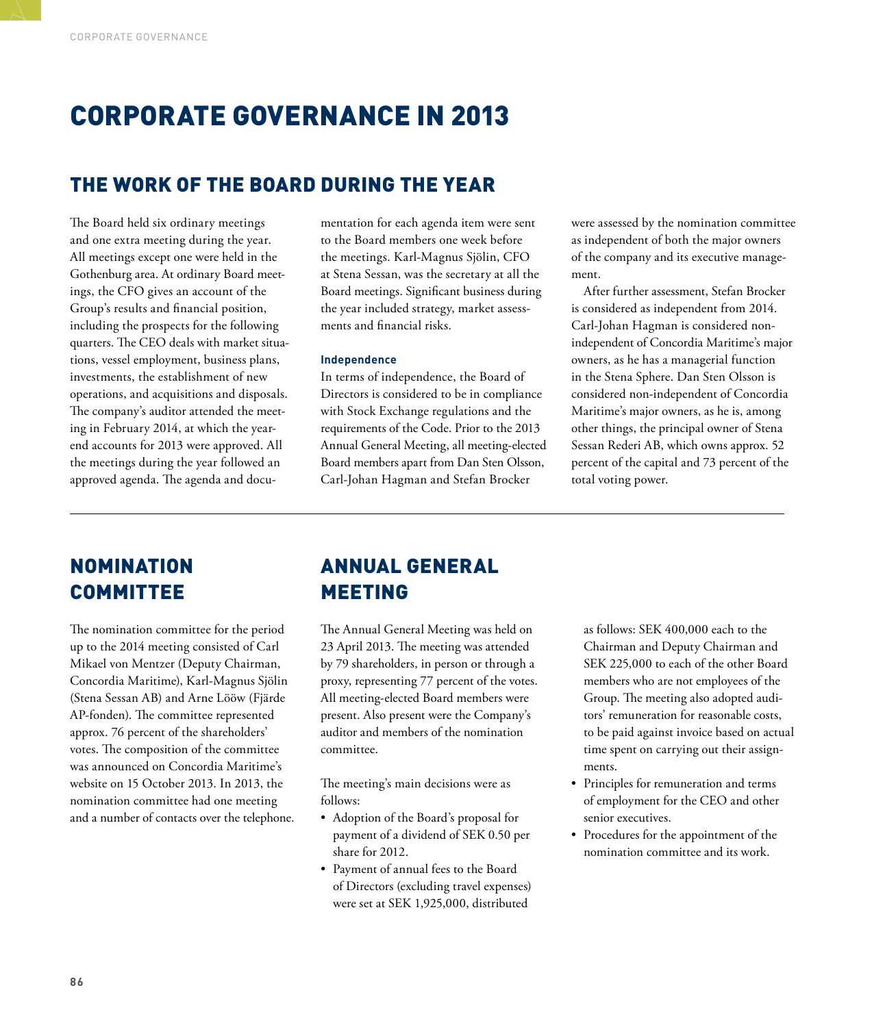# CORPORATE GOVERNANCE IN 2013

## THE WORK OF THE BOARD DURING THE YEAR

The Board held six ordinary meetings and one extra meeting during the year. All meetings except one were held in the Gothenburg area. At ordinary Board meetings, the CFO gives an account of the Group's results and financial position, including the prospects for the following quarters. The CEO deals with market situations, vessel employment, business plans, investments, the establishment of new operations, and acquisitions and disposals. The company's auditor attended the meeting in February 2014, at which the year-end accounts for 2013 were approved. All the meetings during the year followed an approved agenda. The agenda and documentation for each agenda item were sent to the Board members one week before the meetings. Karl-Magnus Sjölin, CFO at Stena Sessan, was the secretary at all the Board meetings. Significant business during the year included strategy, market assessments and financial risks.

### Independence

In terms of independence, the Board of Directors is considered to be in compliance with Stock Exchange regulations and the requirements of the Code. Prior to the 2013 Annual General Meeting, all meeting-elected Board members apart from Dan Sten Olsson, Carl-Johan Hagman and Stefan Brocker were assessed by the nomination committee as independent of both the major owners of the company and its executive management.

After further assessment, Stefan Brocker is considered as independent from 2014. Carl-Johan Hagman is considered non-independent of Concordia Maritime's major owners, as he has a managerial function in the Stena Sphere. Dan Sten Olsson is considered non-independent of Concordia Maritime's major owners, as he is, among other things, the principal owner of Stena Sessan Rederi AB, which owns approx. 52 percent of the capital and 73 percent of the total voting power.

## NOMINATION COMMITTEE

The nomination committee for the period up to the 2014 meeting consisted of Carl Mikael von Mentzer (Deputy Chairman, Concordia Maritime), Karl-Magnus Sjölin (Stena Sessan AB) and Arne Lööw (Fjärde AP-fonden). The committee represented approx. 76 percent of the shareholders' votes. The composition of the committee was announced on Concordia Maritime's website on 15 October 2013. In 2013, the nomination committee had one meeting and a number of contacts over the telephone.

## ANNUAL GENERAL MEETING

The Annual General Meeting was held on 23 April 2013. The meeting was attended by 79 shareholders, in person or through a proxy, representing 77 percent of the votes. All meeting-elected Board members were present. Also present were the Company's auditor and members of the nomination committee.

The meeting's main decisions were as follows:

- Adoption of the Board's proposal for payment of a dividend of SEK 0.50 per share for 2012.
- Payment of annual fees to the Board of Directors (excluding travel expenses) were set at SEK 1,925,000, distributed as follows: SEK 400,000 each to the Chairman and Deputy Chairman and SEK 225,000 to each of the other Board members who are not employees of the Group. The meeting also adopted auditors' remuneration for reasonable costs, to be paid against invoice based on actual time spent on carrying out their assignments.
- Principles for remuneration and terms of employment for the CEO and other senior executives.
- Procedures for the appointment of the nomination committee and its work.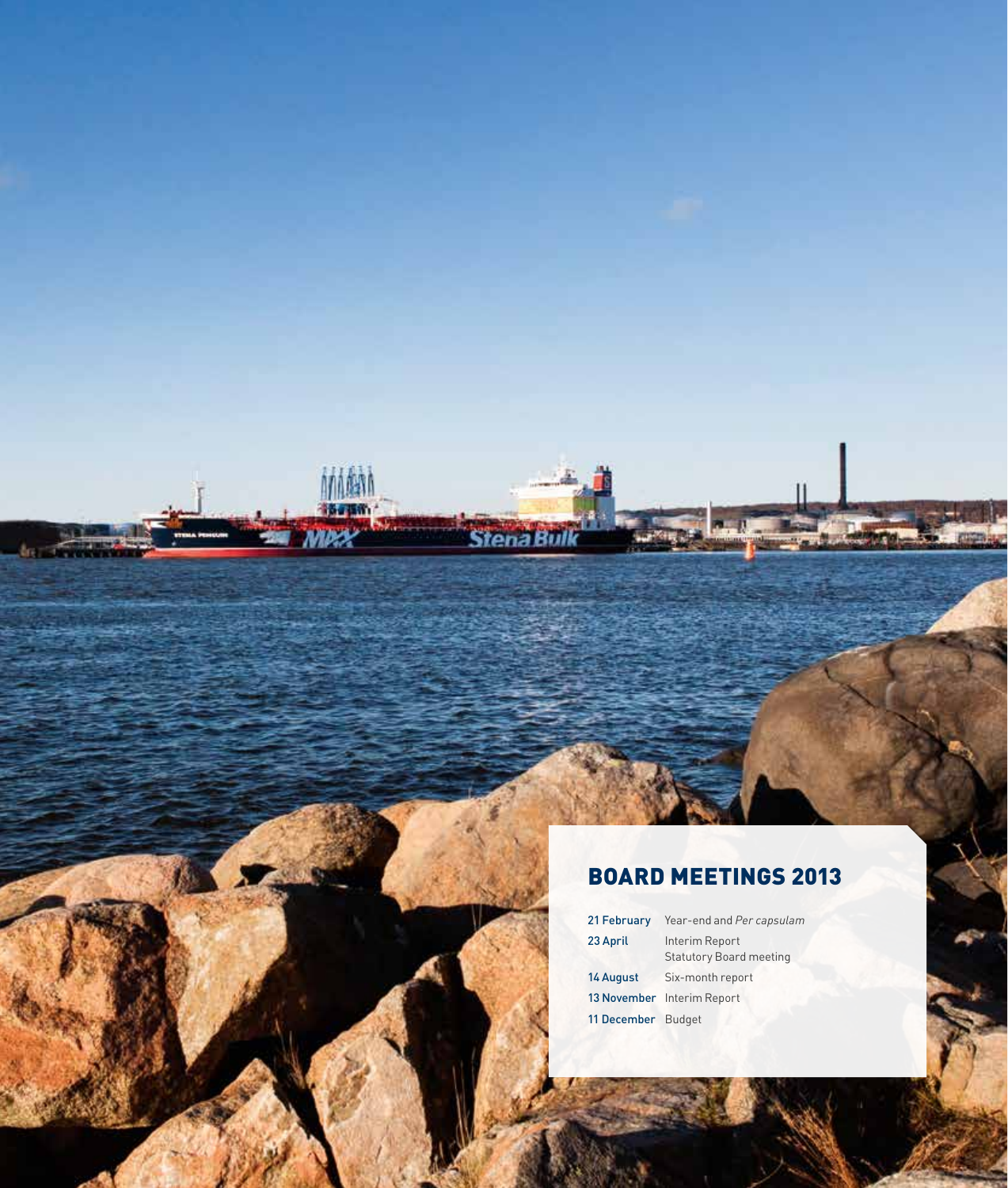## BOARD MEETINGS 2013

| | |
|---|---|
| **21 February** | Year-end and *Per capsulam* |
| **23 April** | Interim Report<br>Statutory Board meeting |
| **14 August** | Six-month report |
| **13 November** | Interim Report |
| **11 December** | Budget |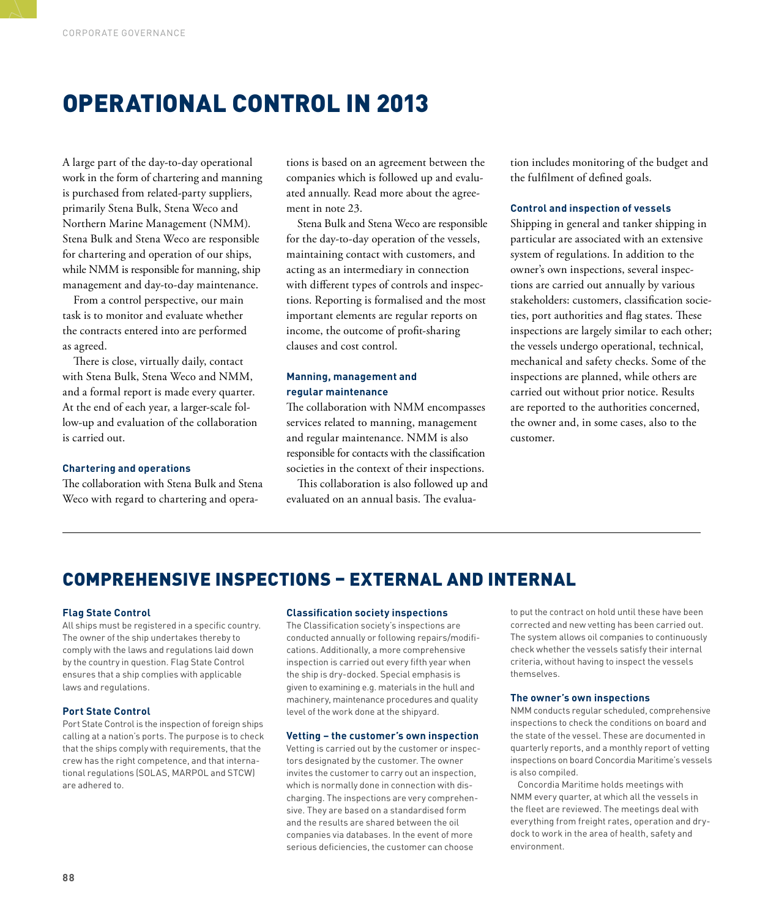# OPERATIONAL CONTROL IN 2013

A large part of the day-to-day operational work in the form of chartering and manning is purchased from related-party suppliers, primarily Stena Bulk, Stena Weco and Northern Marine Management (NMM). Stena Bulk and Stena Weco are responsible for chartering and operation of our ships, while NMM is responsible for manning, ship management and day-to-day maintenance.

From a control perspective, our main task is to monitor and evaluate whether the contracts entered into are performed as agreed.

There is close, virtually daily, contact with Stena Bulk, Stena Weco and NMM, and a formal report is made every quarter. At the end of each year, a larger-scale follow-up and evaluation of the collaboration is carried out.

### Chartering and operations

The collaboration with Stena Bulk and Stena Weco with regard to chartering and operations is based on an agreement between the companies which is followed up and evaluated annually. Read more about the agreement in note 23.

Stena Bulk and Stena Weco are responsible for the day-to-day operation of the vessels, maintaining contact with customers, and acting as an intermediary in connection with different types of controls and inspections. Reporting is formalised and the most important elements are regular reports on income, the outcome of profit-sharing clauses and cost control.

### Manning, management and regular maintenance

The collaboration with NMM encompasses services related to manning, management and regular maintenance. NMM is also responsible for contacts with the classification societies in the context of their inspections.

This collaboration is also followed up and evaluated on an annual basis. The evaluation includes monitoring of the budget and the fulfilment of defined goals.

### Control and inspection of vessels

Shipping in general and tanker shipping in particular are associated with an extensive system of regulations. In addition to the owner's own inspections, several inspections are carried out annually by various stakeholders: customers, classification societies, port authorities and flag states. These inspections are largely similar to each other; the vessels undergo operational, technical, mechanical and safety checks. Some of the inspections are planned, while others are carried out without prior notice. Results are reported to the authorities concerned, the owner and, in some cases, also to the customer.

---

# COMPREHENSIVE INSPECTIONS – EXTERNAL AND INTERNAL

### Flag State Control

All ships must be registered in a specific country. The owner of the ship undertakes thereby to comply with the laws and regulations laid down by the country in question. Flag State Control ensures that a ship complies with applicable laws and regulations.

### Port State Control

Port State Control is the inspection of foreign ships calling at a nation's ports. The purpose is to check that the ships comply with requirements, that the crew has the right competence, and that international regulations (SOLAS, MARPOL and STCW) are adhered to.

### Classification society inspections

The Classification society's inspections are conducted annually or following repairs/modifications. Additionally, a more comprehensive inspection is carried out every fifth year when the ship is dry-docked. Special emphasis is given to examining e.g. materials in the hull and machinery, maintenance procedures and quality level of the work done at the shipyard.

### Vetting – the customer's own inspection

Vetting is carried out by the customer or inspectors designated by the customer. The owner invites the customer to carry out an inspection, which is normally done in connection with discharging. The inspections are very comprehensive. They are based on a standardised form and the results are shared between the oil companies via databases. In the event of more serious deficiencies, the customer can choose to put the contract on hold until these have been corrected and new vetting has been carried out. The system allows oil companies to continuously check whether the vessels satisfy their internal criteria, without having to inspect the vessels themselves.

### The owner's own inspections

NMM conducts regular scheduled, comprehensive inspections to check the conditions on board and the state of the vessel. These are documented in quarterly reports, and a monthly report of vetting inspections on board Concordia Maritime's vessels is also compiled.

Concordia Maritime holds meetings with NMM every quarter, at which all the vessels in the fleet are reviewed. The meetings deal with everything from freight rates, operation and dry-dock to work in the area of health, safety and environment.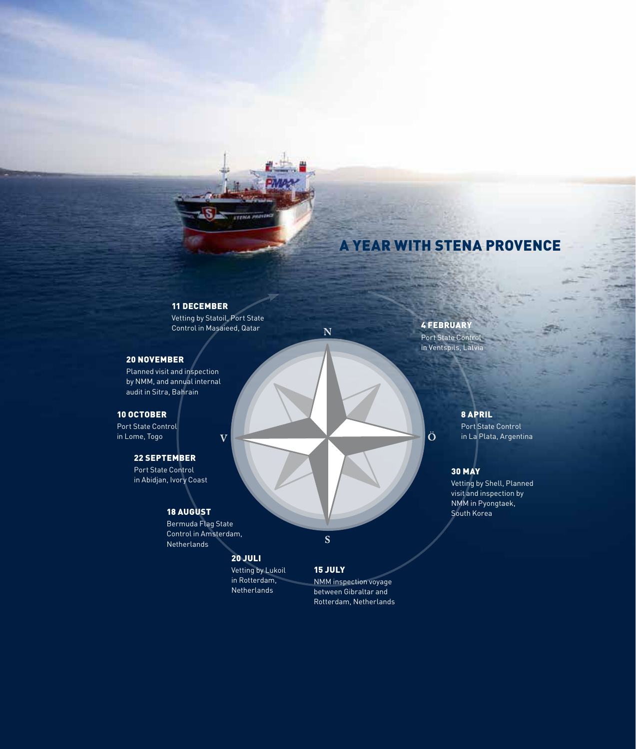# A YEAR WITH STENA PROVENCE

**4 FEBRUARY**
Port State Control in Ventspils, Lalvia

**8 APRIL**
Port State Control in La Plata, Argentina

**30 MAY**
Vetting by Shell, Planned visit and inspection by NMM in Pyongtaek, South Korea

**15 JULY**
NMM inspection voyage between Gibraltar and Rotterdam, Netherlands

**20 JULI**
Vetting by Lukoil in Rotterdam, Netherlands

**18 AUGUST**
Bermuda Flag State Control in Amsterdam, Netherlands

**22 SEPTEMBER**
Port State Control in Abidjan, Ivory Coast

**10 OCTOBER**
Port State Control in Lome, Togo

**20 NOVEMBER**
Planned visit and inspection by NMM, and annual internal audit in Sitra, Bahrain

**11 DECEMBER**
Vetting by Statoil, Port State Control in Masaieed, Qatar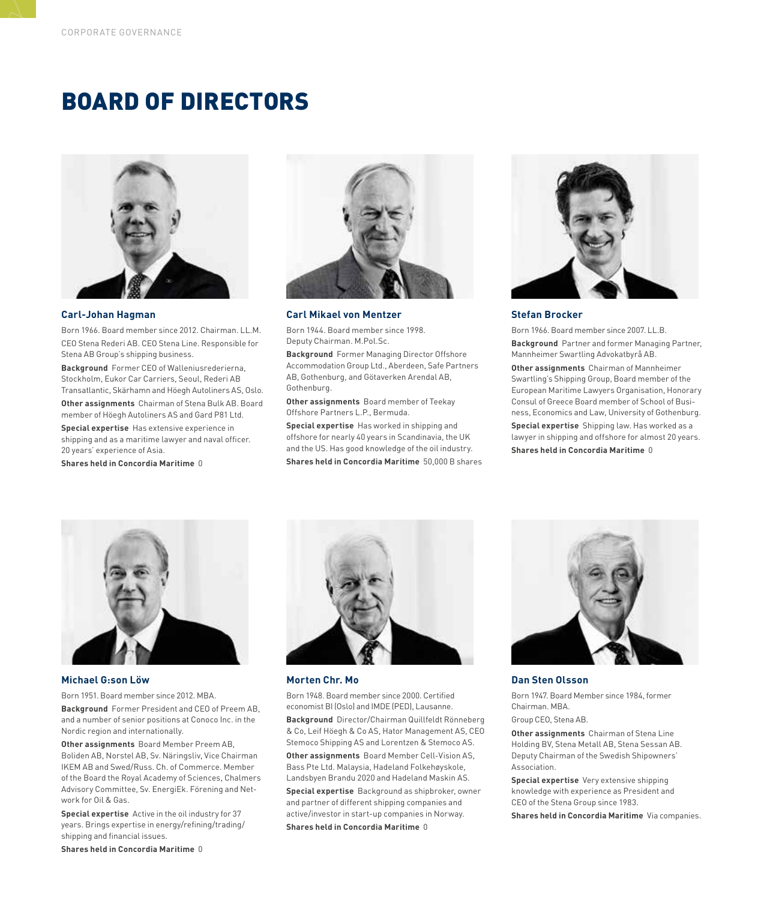# BOARD OF DIRECTORS

### Carl-Johan Hagman

Born 1966. Board member since 2012. Chairman. LL.M.

CEO Stena Rederi AB. CEO Stena Line. Responsible for Stena AB Group's shipping business.

**Background** Former CEO of Walleniusrederierna, Stockholm, Eukor Car Carriers, Seoul, Rederi AB Transatlantic, Skärhamn and Höegh Autoliners AS, Oslo.

**Other assignments** Chairman of Stena Bulk AB. Board member of Höegh Autoliners AS and Gard P81 Ltd.

**Special expertise** Has extensive experience in shipping and as a maritime lawyer and naval officer. 20 years' experience of Asia.

**Shares held in Concordia Maritime** 0

### Carl Mikael von Mentzer

Born 1944. Board member since 1998. Deputy Chairman. M.Pol.Sc.

**Background** Former Managing Director Offshore Accommodation Group Ltd., Aberdeen, Safe Partners AB, Gothenburg, and Götaverken Arendal AB, Gothenburg.

**Other assignments** Board member of Teekay Offshore Partners L.P., Bermuda.

**Special expertise** Has worked in shipping and offshore for nearly 40 years in Scandinavia, the UK and the US. Has good knowledge of the oil industry.

**Shares held in Concordia Maritime** 50,000 B shares

### Stefan Brocker

Born 1966. Board member since 2007. LL.B.

**Background** Partner and former Managing Partner, Mannheimer Swartling Advokatbyrå AB.

**Other assignments** Chairman of Mannheimer Swartling's Shipping Group, Board member of the European Maritime Lawyers Organisation, Honorary Consul of Greece Board member of School of Business, Economics and Law, University of Gothenburg.

**Special expertise** Shipping law. Has worked as a lawyer in shipping and offshore for almost 20 years.

**Shares held in Concordia Maritime** 0

### Michael G:son Löw

Born 1951. Board member since 2012. MBA.

**Background** Former President and CEO of Preem AB, and a number of senior positions at Conoco Inc. in the Nordic region and internationally.

**Other assignments** Board Member Preem AB, Boliden AB, Norstel AB, Sv. Näringsliv, Vice Chairman IKEM AB and Swed/Russ. Ch. of Commerce. Member of the Board the Royal Academy of Sciences, Chalmers Advisory Committee, Sv. EnergiEk. Förening and Network for Oil & Gas.

**Special expertise** Active in the oil industry for 37 years. Brings expertise in energy/refining/trading/shipping and financial issues.

**Shares held in Concordia Maritime** 0

### Morten Chr. Mo

Born 1948. Board member since 2000. Certified economist BI (Oslo) and IMDE (PED), Lausanne.

**Background** Director/Chairman Quillfeldt Rönneberg & Co, Leif Höegh & Co AS, Hator Management AS, CEO Stemoco Shipping AS and Lorentzen & Stemoco AS.

**Other assignments** Board Member Cell-Vision AS, Bass Pte Ltd. Malaysia, Hadeland Folkehøyskole, Landsbyen Brandu 2020 and Hadeland Maskin AS.

**Special expertise** Background as shipbroker, owner and partner of different shipping companies and active/investor in start-up companies in Norway.

**Shares held in Concordia Maritime** 0

### Dan Sten Olsson

Born 1947. Board Member since 1984, former Chairman. MBA.

Group CEO, Stena AB.

**Other assignments** Chairman of Stena Line Holding BV, Stena Metall AB, Stena Sessan AB. Deputy Chairman of the Swedish Shipowners' Association.

**Special expertise** Very extensive shipping knowledge with experience as President and CEO of the Stena Group since 1983.

**Shares held in Concordia Maritime** Via companies.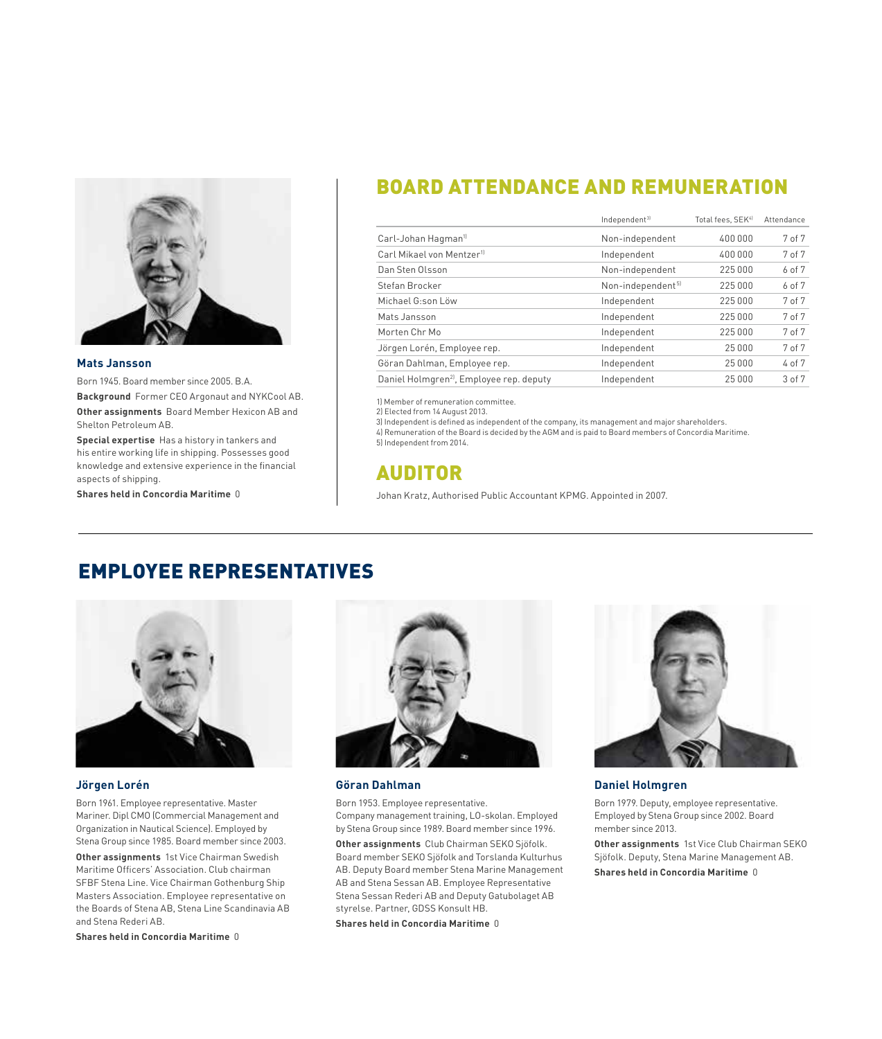### Mats Jansson

Born 1945. Board member since 2005. B.A.

**Background** Former CEO Argonaut and NYKCool AB.

**Other assignments** Board Member Hexicon AB and Shelton Petroleum AB.

**Special expertise** Has a history in tankers and his entire working life in shipping. Possesses good knowledge and extensive experience in the financial aspects of shipping.

**Shares held in Concordia Maritime** 0

## BOARD ATTENDANCE AND REMUNERATION

| | Independent[3] | Total fees, SEK[4] | Attendance |
|---|---|---|---|
| Carl-Johan Hagman[1] | Non-independent | 400 000 | 7 of 7 |
| Carl Mikael von Mentzer[1] | Independent | 400 000 | 7 of 7 |
| Dan Sten Olsson | Non-independent | 225 000 | 6 of 7 |
| Stefan Brocker | Non-independent[5] | 225 000 | 6 of 7 |
| Michael G:son Löw | Independent | 225 000 | 7 of 7 |
| Mats Jansson | Independent | 225 000 | 7 of 7 |
| Morten Chr Mo | Independent | 225 000 | 7 of 7 |
| Jörgen Lorén, Employee rep. | Independent | 25 000 | 7 of 7 |
| Göran Dahlman, Employee rep. | Independent | 25 000 | 4 of 7 |
| Daniel Holmgren[2], Employee rep. deputy | Independent | 25 000 | 3 of 7 |

1) Member of remuneration committee.
2) Elected from 14 August 2013.
3) Independent is defined as independent of the company, its management and major shareholders.
4) Remuneration of the Board is decided by the AGM and is paid to Board members of Concordia Maritime.
5) Independent from 2014.

## AUDITOR

Johan Kratz, Authorised Public Accountant KPMG. Appointed in 2007.

## EMPLOYEE REPRESENTATIVES

### Jörgen Lorén

Born 1961. Employee representative. Master Mariner. Dipl CMO (Commercial Management and Organization in Nautical Science). Employed by Stena Group since 1985. Board member since 2003.

**Other assignments** 1st Vice Chairman Swedish Maritime Officers' Association. Club chairman SFBF Stena Line. Vice Chairman Gothenburg Ship Masters Association. Employee representative on the Boards of Stena AB, Stena Line Scandinavia AB and Stena Rederi AB.

**Shares held in Concordia Maritime** 0

### Göran Dahlman

Born 1953. Employee representative. Company management training, LO-skolan. Employed by Stena Group since 1989. Board member since 1996.

**Other assignments** Club Chairman SEKO Sjöfolk. Board member SEKO Sjöfolk and Torslanda Kulturhus AB. Deputy Board member Stena Marine Management AB and Stena Sessan AB. Employee Representative Stena Sessan Rederi AB and Deputy Gatubolaget AB styrelse. Partner, GDSS Konsult HB.

**Shares held in Concordia Maritime** 0

### Daniel Holmgren

Born 1979. Deputy, employee representative. Employed by Stena Group since 2002. Board member since 2013.

**Other assignments** 1st Vice Club Chairman SEKO Sjöfolk. Deputy, Stena Marine Management AB.

**Shares held in Concordia Maritime** 0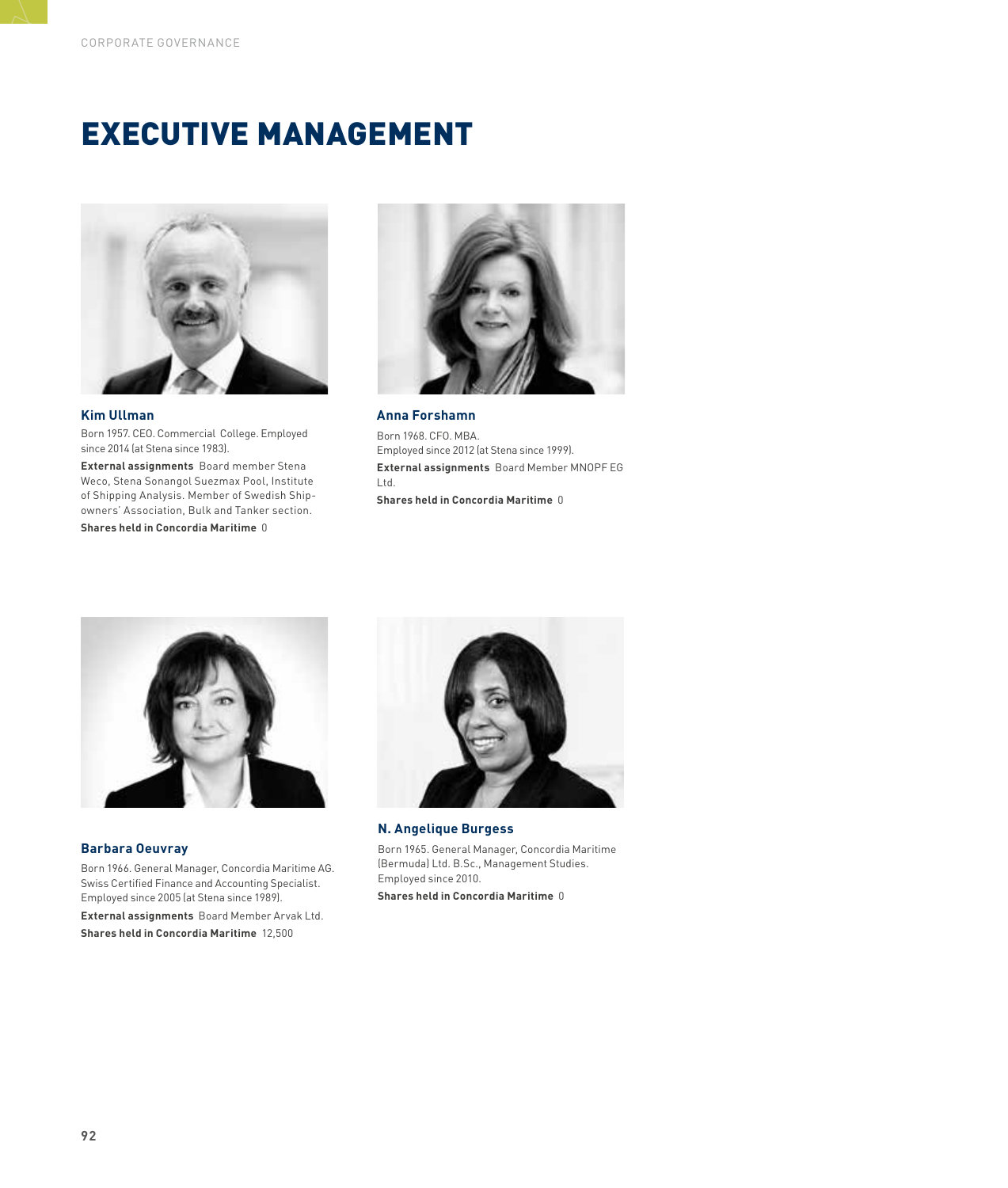# EXECUTIVE MANAGEMENT

**Kim Ullman**

Born 1957. CEO. Commercial College. Employed since 2014 (at Stena since 1983).

**External assignments** Board member Stena Weco, Stena Sonangol Suezmax Pool, Institute of Shipping Analysis. Member of Swedish Shipowners' Association, Bulk and Tanker section.

**Shares held in Concordia Maritime** 0

**Anna Forshamn**

Born 1968. CFO. MBA.
Employed since 2012 (at Stena since 1999).

**External assignments** Board Member MNOPF EG Ltd.

**Shares held in Concordia Maritime** 0

**Barbara Oeuvray**

Born 1966. General Manager, Concordia Maritime AG. Swiss Certified Finance and Accounting Specialist. Employed since 2005 (at Stena since 1989).

**External assignments** Board Member Arvak Ltd.

**Shares held in Concordia Maritime** 12,500

**N. Angelique Burgess**

Born 1965. General Manager, Concordia Maritime (Bermuda) Ltd. B.Sc., Management Studies. Employed since 2010.

**Shares held in Concordia Maritime** 0